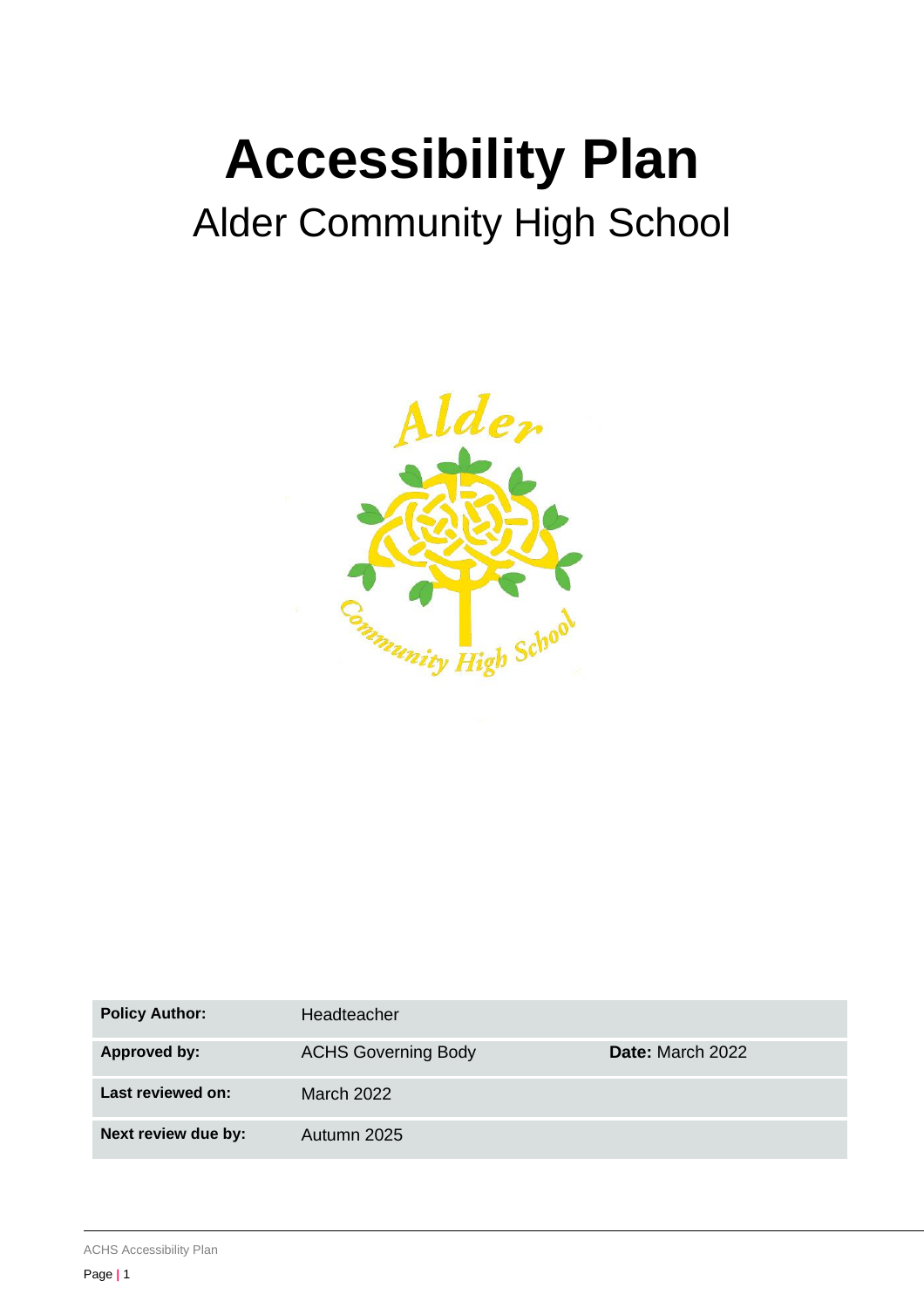# Accessibility Plan

## Alder Community High School

| Policy Author: | Headteacher | |
|---|---|---|
| **Approved by:** | ACHS Governing Body | **Date:** March 2022 |
| **Last reviewed on:** | March 2022 | |
| **Next review due by:** | Autumn 2025 | |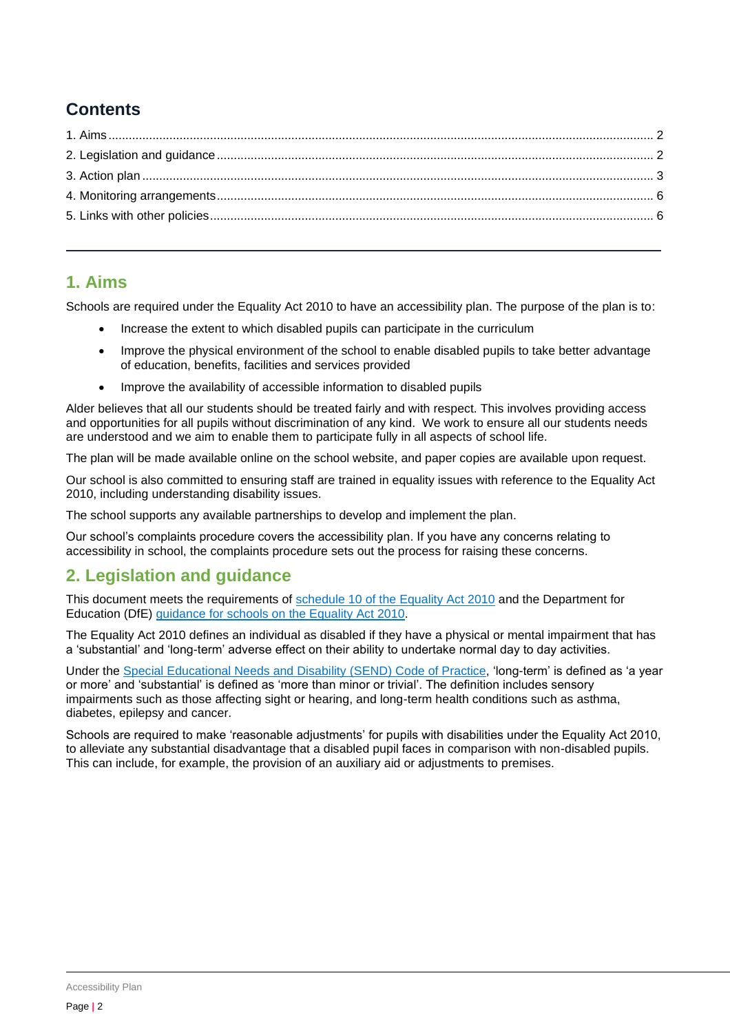## Contents

1. Aims ..... 2
2. Legislation and guidance ..... 2
3. Action plan ..... 3
4. Monitoring arrangements ..... 6
5. Links with other policies ..... 6

---

## 1. Aims

Schools are required under the Equality Act 2010 to have an accessibility plan. The purpose of the plan is to:

- Increase the extent to which disabled pupils can participate in the curriculum
- Improve the physical environment of the school to enable disabled pupils to take better advantage of education, benefits, facilities and services provided
- Improve the availability of accessible information to disabled pupils

Alder believes that all our students should be treated fairly and with respect. This involves providing access and opportunities for all pupils without discrimination of any kind. We work to ensure all our students needs are understood and we aim to enable them to participate fully in all aspects of school life.

The plan will be made available online on the school website, and paper copies are available upon request.

Our school is also committed to ensuring staff are trained in equality issues with reference to the Equality Act 2010, including understanding disability issues.

The school supports any available partnerships to develop and implement the plan.

Our school's complaints procedure covers the accessibility plan. If you have any concerns relating to accessibility in school, the complaints procedure sets out the process for raising these concerns.

## 2. Legislation and guidance

This document meets the requirements of schedule 10 of the Equality Act 2010 and the Department for Education (DfE) guidance for schools on the Equality Act 2010.

The Equality Act 2010 defines an individual as disabled if they have a physical or mental impairment that has a 'substantial' and 'long-term' adverse effect on their ability to undertake normal day to day activities.

Under the Special Educational Needs and Disability (SEND) Code of Practice, 'long-term' is defined as 'a year or more' and 'substantial' is defined as 'more than minor or trivial'. The definition includes sensory impairments such as those affecting sight or hearing, and long-term health conditions such as asthma, diabetes, epilepsy and cancer.

Schools are required to make 'reasonable adjustments' for pupils with disabilities under the Equality Act 2010, to alleviate any substantial disadvantage that a disabled pupil faces in comparison with non-disabled pupils. This can include, for example, the provision of an auxiliary aid or adjustments to premises.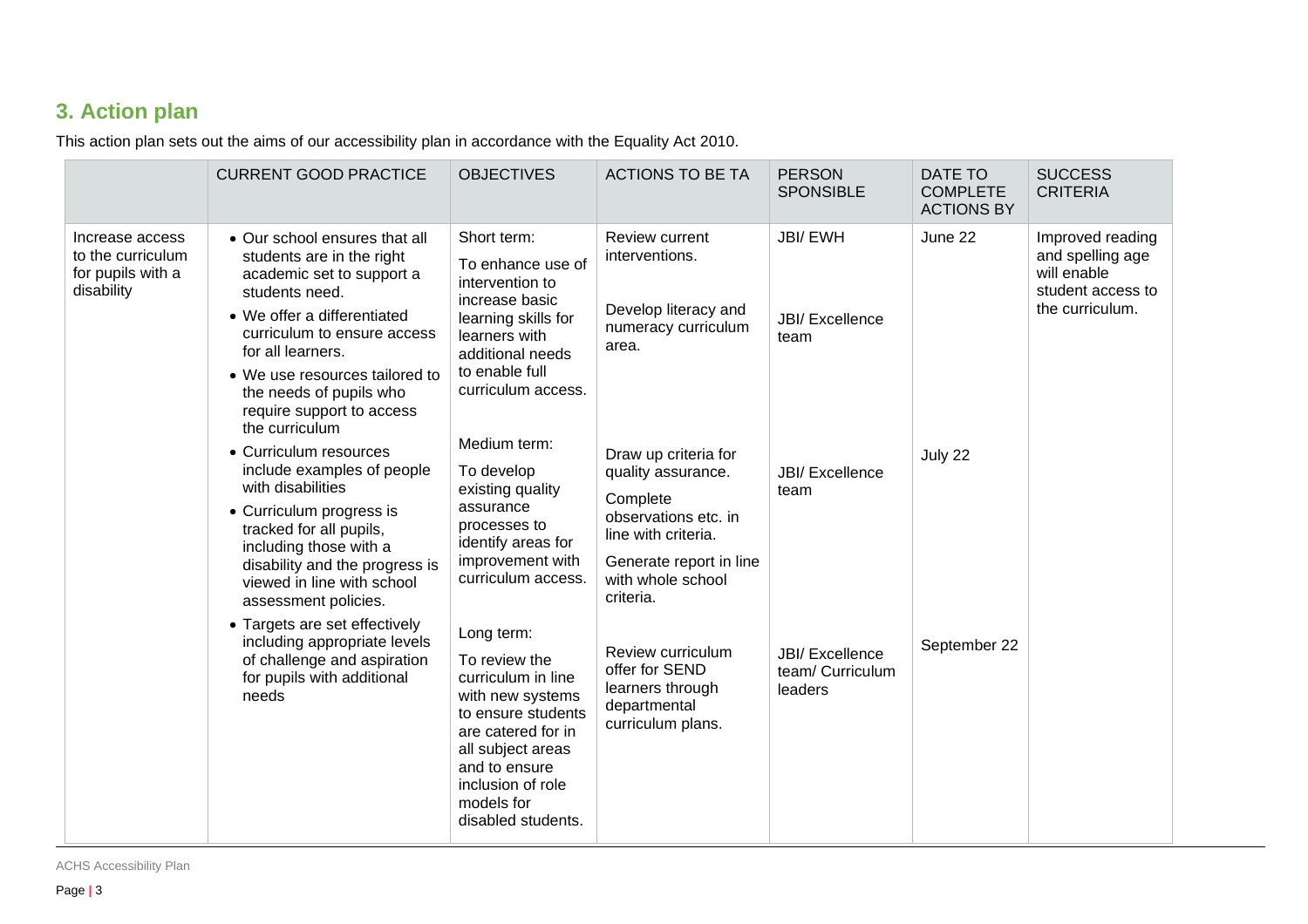## 3. Action plan

This action plan sets out the aims of our accessibility plan in accordance with the Equality Act 2010.

| | CURRENT GOOD PRACTICE | OBJECTIVES | ACTIONS TO BE TA | PERSON SPONSIBLE | DATE TO COMPLETE ACTIONS BY | SUCCESS CRITERIA |
|---|---|---|---|---|---|---|
| Increase access to the curriculum for pupils with a disability | • Our school ensures that all students are in the right academic set to support a students need.<br>• We offer a differentiated curriculum to ensure access for all learners.<br>• We use resources tailored to the needs of pupils who require support to access the curriculum<br>• Curriculum resources include examples of people with disabilities<br>• Curriculum progress is tracked for all pupils, including those with a disability and the progress is viewed in line with school assessment policies.<br>• Targets are set effectively including appropriate levels of challenge and aspiration for pupils with additional needs | Short term:<br>To enhance use of intervention to increase basic learning skills for learners with additional needs to enable full curriculum access.<br><br>Medium term:<br>To develop existing quality assurance processes to identify areas for improvement with curriculum access.<br><br>Long term:<br>To review the curriculum in line with new systems to ensure students are catered for in all subject areas and to ensure inclusion of role models for disabled students. | Review current interventions.<br><br>Develop literacy and numeracy curriculum area.<br><br>Draw up criteria for quality assurance.<br>Complete observations etc. in line with criteria.<br>Generate report in line with whole school criteria.<br><br>Review curriculum offer for SEND learners through departmental curriculum plans. | JBI/ EWH<br><br>JBI/ Excellence team<br><br>JBI/ Excellence team<br><br>JBI/ Excellence team/ Curriculum leaders | June 22<br><br>July 22<br><br>September 22 | Improved reading and spelling age will enable student access to the curriculum. |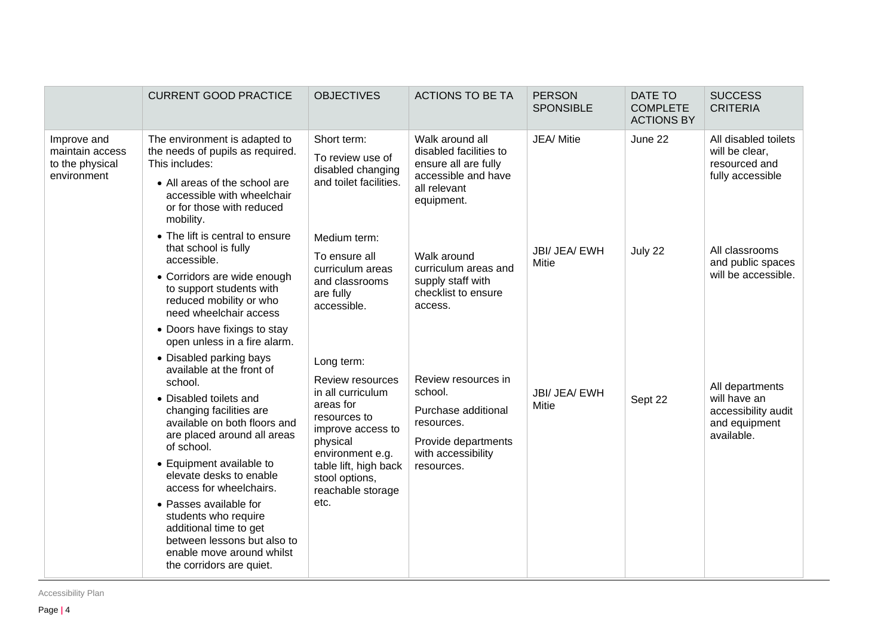| | CURRENT GOOD PRACTICE | OBJECTIVES | ACTIONS TO BE TA | PERSON SPONSIBLE | DATE TO COMPLETE ACTIONS BY | SUCCESS CRITERIA |
|---|---|---|---|---|---|---|
| Improve and maintain access to the physical environment | The environment is adapted to the needs of pupils as required. This includes:<br>• All areas of the school are accessible with wheelchair or for those with reduced mobility.<br>• The lift is central to ensure that school is fully accessible.<br>• Corridors are wide enough to support students with reduced mobility or who need wheelchair access<br>• Doors have fixings to stay open unless in a fire alarm.<br>• Disabled parking bays available at the front of school.<br>• Disabled toilets and changing facilities are available on both floors and are placed around all areas of school.<br>• Equipment available to elevate desks to enable access for wheelchairs.<br>• Passes available for students who require additional time to get between lessons but also to enable move around whilst the corridors are quiet. | Short term:<br>To review use of disabled changing and toilet facilities. | Walk around all disabled facilities to ensure all are fully accessible and have all relevant equipment. | JEA/ Mitie | June 22 | All disabled toilets will be clear, resourced and fully accessible |
| | | Medium term:<br>To ensure all curriculum areas and classrooms are fully accessible. | Walk around curriculum areas and supply staff with checklist to ensure access. | JBI/ JEA/ EWH Mitie | July 22 | All classrooms and public spaces will be accessible. |
| | | Long term:<br>Review resources in all curriculum areas for resources to improve access to physical environment e.g. table lift, high back stool options, reachable storage etc. | Review resources in school.<br>Purchase additional resources.<br>Provide departments with accessibility resources. | JBI/ JEA/ EWH Mitie | Sept 22 | All departments will have an accessibility audit and equipment available. |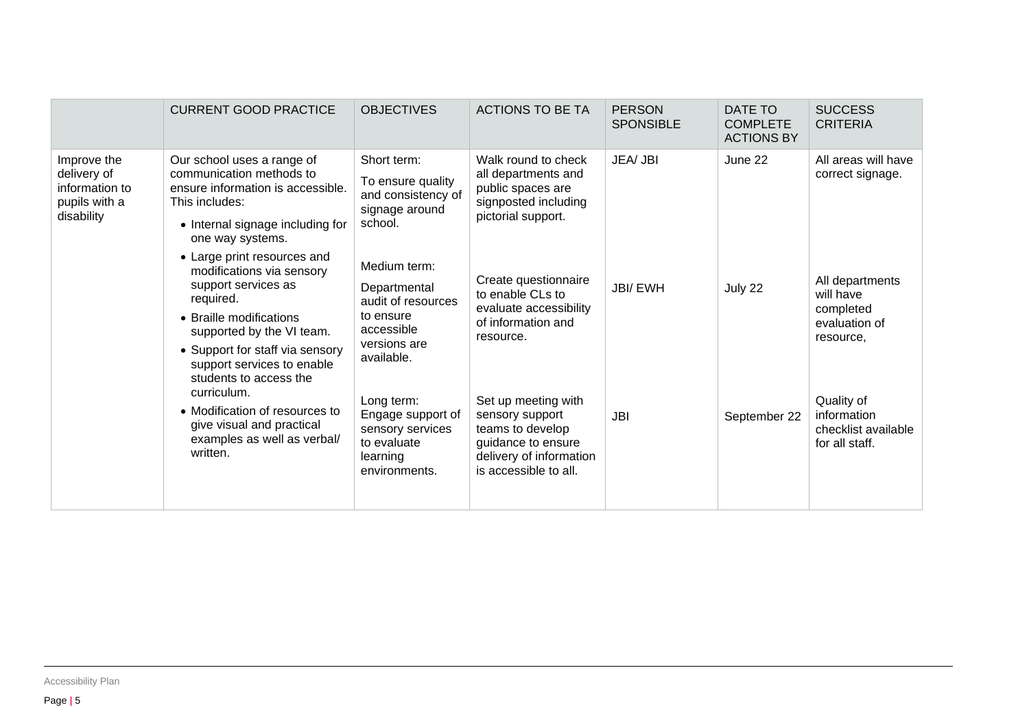| | CURRENT GOOD PRACTICE | OBJECTIVES | ACTIONS TO BE TA | PERSON SPONSIBLE | DATE TO COMPLETE ACTIONS BY | SUCCESS CRITERIA |
|---|---|---|---|---|---|---|
| Improve the delivery of information to pupils with a disability | Our school uses a range of communication methods to ensure information is accessible. This includes:<br>• Internal signage including for one way systems.<br>• Large print resources and modifications via sensory support services as required.<br>• Braille modifications supported by the VI team.<br>• Support for staff via sensory support services to enable students to access the curriculum.<br>• Modification of resources to give visual and practical examples as well as verbal/ written. | Short term:<br>To ensure quality and consistency of signage around school. | Walk round to check all departments and public spaces are signposted including pictorial support. | JEA/ JBI | June 22 | All areas will have correct signage. |
| | | Medium term:<br>Departmental audit of resources to ensure accessible versions are available. | Create questionnaire to enable CLs to evaluate accessibility of information and resource. | JBI/ EWH | July 22 | All departments will have completed evaluation of resource, |
| | | Long term:<br>Engage support of sensory services to evaluate learning environments. | Set up meeting with sensory support teams to develop guidance to ensure delivery of information is accessible to all. | JBI | September 22 | Quality of information checklist available for all staff. |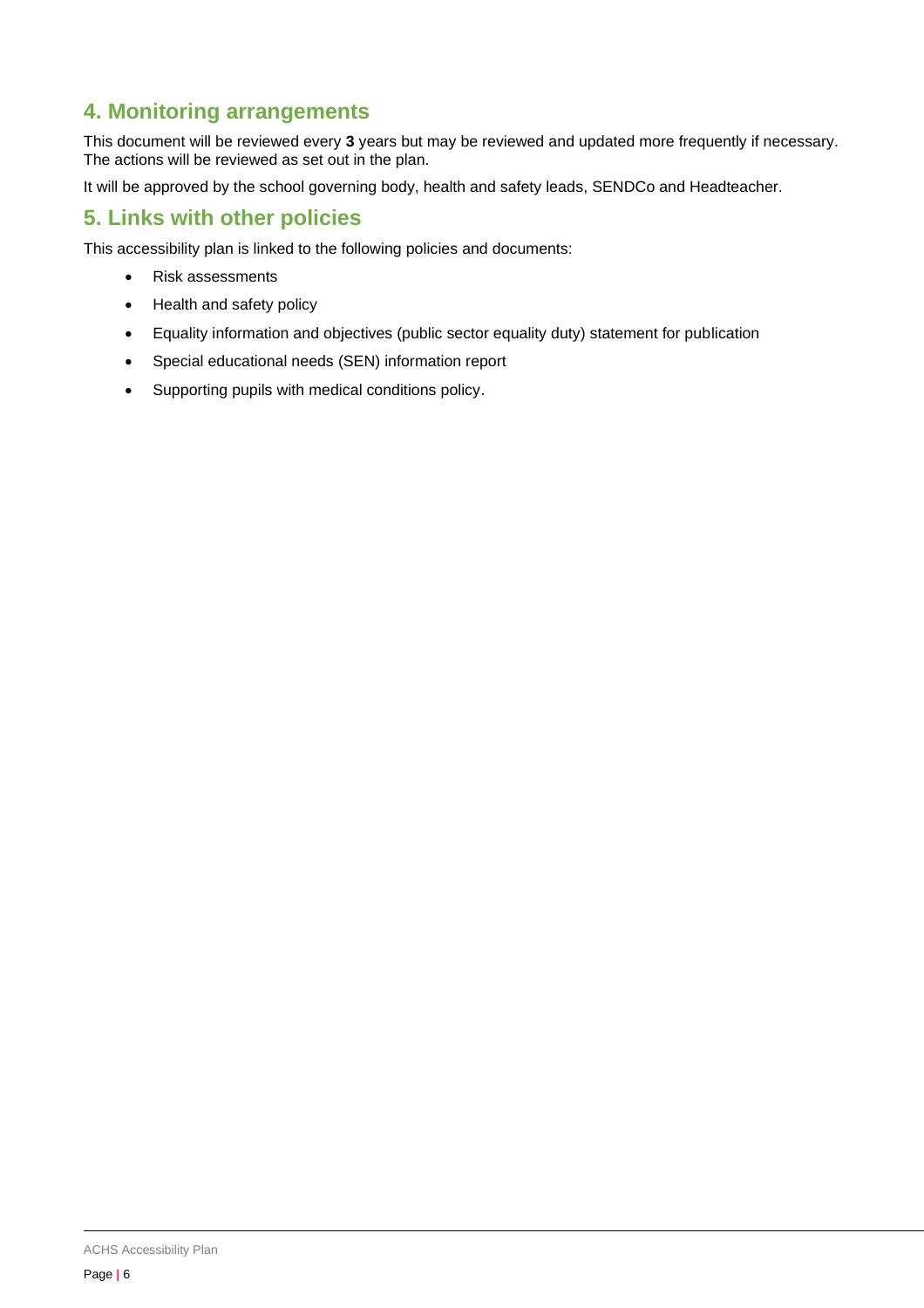## 4. Monitoring arrangements

This document will be reviewed every **3** years but may be reviewed and updated more frequently if necessary. The actions will be reviewed as set out in the plan.

It will be approved by the school governing body, health and safety leads, SENDCo and Headteacher.

## 5. Links with other policies

This accessibility plan is linked to the following policies and documents:

- Risk assessments
- Health and safety policy
- Equality information and objectives (public sector equality duty) statement for publication
- Special educational needs (SEN) information report
- Supporting pupils with medical conditions policy.